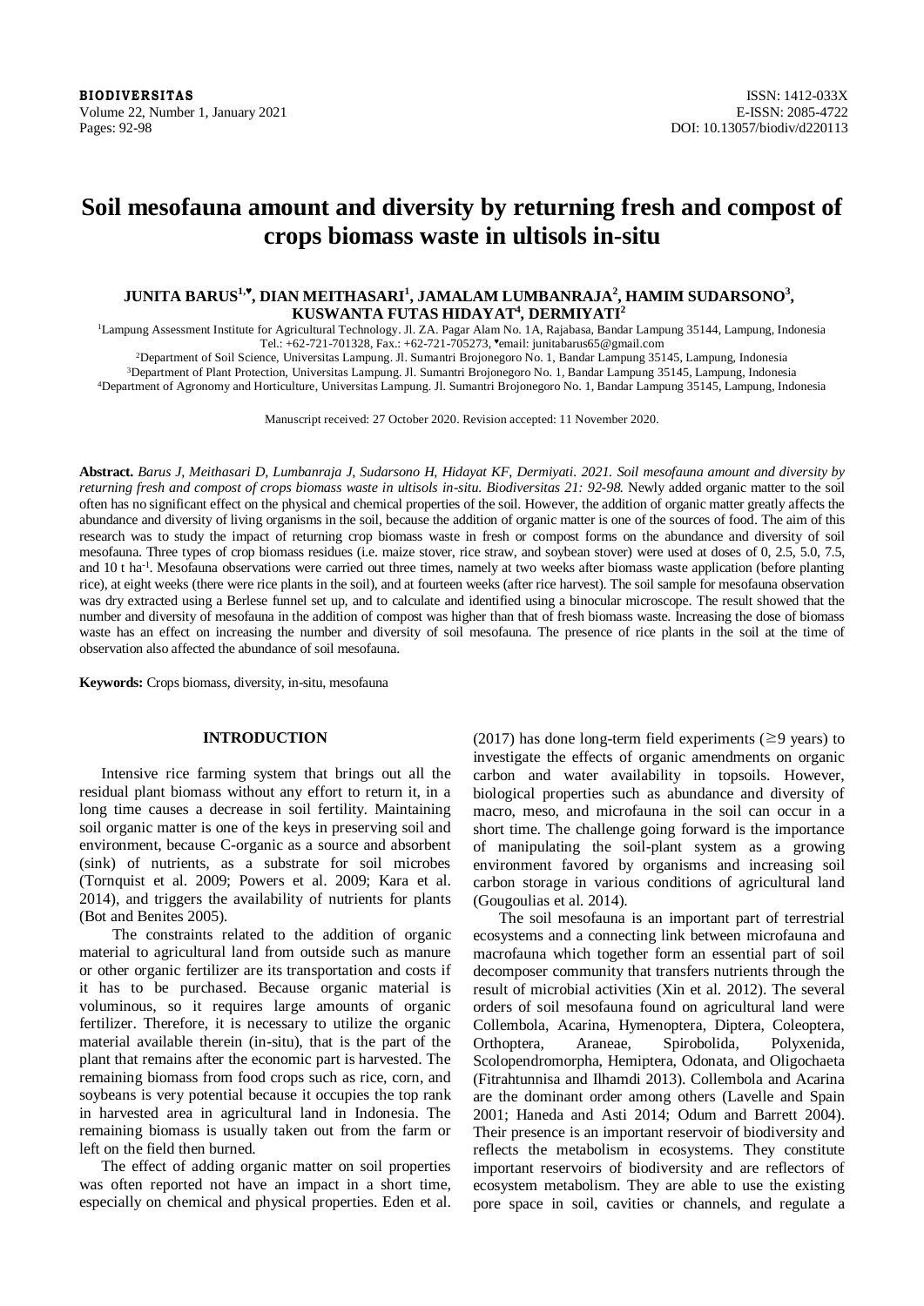# Soil mesofauna amount and diversity by returning fresh and compost of crops biomass waste in ultisols in-situ

**JUNITA BARUS[1,♥], DIAN MEITHASARI[1], JAMALAM LUMBANRAJA[2], HAMIM SUDARSONO[3], KUSWANTA FUTAS HIDAYAT[4], DERMIYATI[2]**

[1]Lampung Assessment Institute for Agricultural Technology. Jl. ZA. Pagar Alam No. 1A, Rajabasa, Bandar Lampung 35144, Lampung, Indonesia Tel.: +62-721-701328, Fax.: +62-721-705273, ♥email: junitabarus65@gmail.com

[2]Department of Soil Science, Universitas Lampung. Jl. Sumantri Brojonegoro No. 1, Bandar Lampung 35145, Lampung, Indonesia

[3]Department of Plant Protection, Universitas Lampung. Jl. Sumantri Brojonegoro No. 1, Bandar Lampung 35145, Lampung, Indonesia

[4]Department of Agronomy and Horticulture, Universitas Lampung. Jl. Sumantri Brojonegoro No. 1, Bandar Lampung 35145, Lampung, Indonesia

Manuscript received: 27 October 2020. Revision accepted: 11 November 2020.

**Abstract.** *Barus J, Meithasari D, Lumbanraja J, Sudarsono H, Hidayat KF, Dermiyati. 2021. Soil mesofauna amount and diversity by returning fresh and compost of crops biomass waste in ultisols in-situ. Biodiversitas 21: 92-98.* Newly added organic matter to the soil often has no significant effect on the physical and chemical properties of the soil. However, the addition of organic matter greatly affects the abundance and diversity of living organisms in the soil, because the addition of organic matter is one of the sources of food. The aim of this research was to study the impact of returning crop biomass waste in fresh or compost forms on the abundance and diversity of soil mesofauna. Three types of crop biomass residues (i.e. maize stover, rice straw, and soybean stover) were used at doses of 0, 2.5, 5.0, 7.5, and 10 t ha$^{-1}$. Mesofauna observations were carried out three times, namely at two weeks after biomass waste application (before planting rice), at eight weeks (there were rice plants in the soil), and at fourteen weeks (after rice harvest). The soil sample for mesofauna observation was dry extracted using a Berlese funnel set up, and to calculate and identified using a binocular microscope. The result showed that the number and diversity of mesofauna in the addition of compost was higher than that of fresh biomass waste. Increasing the dose of biomass waste has an effect on increasing the number and diversity of soil mesofauna. The presence of rice plants in the soil at the time of observation also affected the abundance of soil mesofauna.

**Keywords:** Crops biomass, diversity, in-situ, mesofauna

## INTRODUCTION

Intensive rice farming system that brings out all the residual plant biomass without any effort to return it, in a long time causes a decrease in soil fertility. Maintaining soil organic matter is one of the keys in preserving soil and environment, because C-organic as a source and absorbent (sink) of nutrients, as a substrate for soil microbes (Tornquist et al. 2009; Powers et al. 2009; Kara et al. 2014), and triggers the availability of nutrients for plants (Bot and Benites 2005).

The constraints related to the addition of organic material to agricultural land from outside such as manure or other organic fertilizer are its transportation and costs if it has to be purchased. Because organic material is voluminous, so it requires large amounts of organic fertilizer. Therefore, it is necessary to utilize the organic material available therein (in-situ), that is the part of the plant that remains after the economic part is harvested. The remaining biomass from food crops such as rice, corn, and soybeans is very potential because it occupies the top rank in harvested area in agricultural land in Indonesia. The remaining biomass is usually taken out from the farm or left on the field then burned.

The effect of adding organic matter on soil properties was often reported not have an impact in a short time, especially on chemical and physical properties. Eden et al. (2017) has done long-term field experiments (≥9 years) to investigate the effects of organic amendments on organic carbon and water availability in topsoils. However, biological properties such as abundance and diversity of macro, meso, and microfauna in the soil can occur in a short time. The challenge going forward is the importance of manipulating the soil-plant system as a growing environment favored by organisms and increasing soil carbon storage in various conditions of agricultural land (Gougoulias et al. 2014).

The soil mesofauna is an important part of terrestrial ecosystems and a connecting link between microfauna and macrofauna which together form an essential part of soil decomposer community that transfers nutrients through the result of microbial activities (Xin et al. 2012). The several orders of soil mesofauna found on agricultural land were Collembola, Acarina, Hymenoptera, Diptera, Coleoptera, Orthoptera, Araneae, Spirobolida, Polyxenida, Scolopendromorpha, Hemiptera, Odonata, and Oligochaeta (Fitrahtunnisa and Ilhamdi 2013). Collembola and Acarina are the dominant order among others (Lavelle and Spain 2001; Haneda and Asti 2014; Odum and Barrett 2004). Their presence is an important reservoir of biodiversity and reflects the metabolism in ecosystems. They constitute important reservoirs of biodiversity and are reflectors of ecosystem metabolism. They are able to use the existing pore space in soil, cavities or channels, and regulate a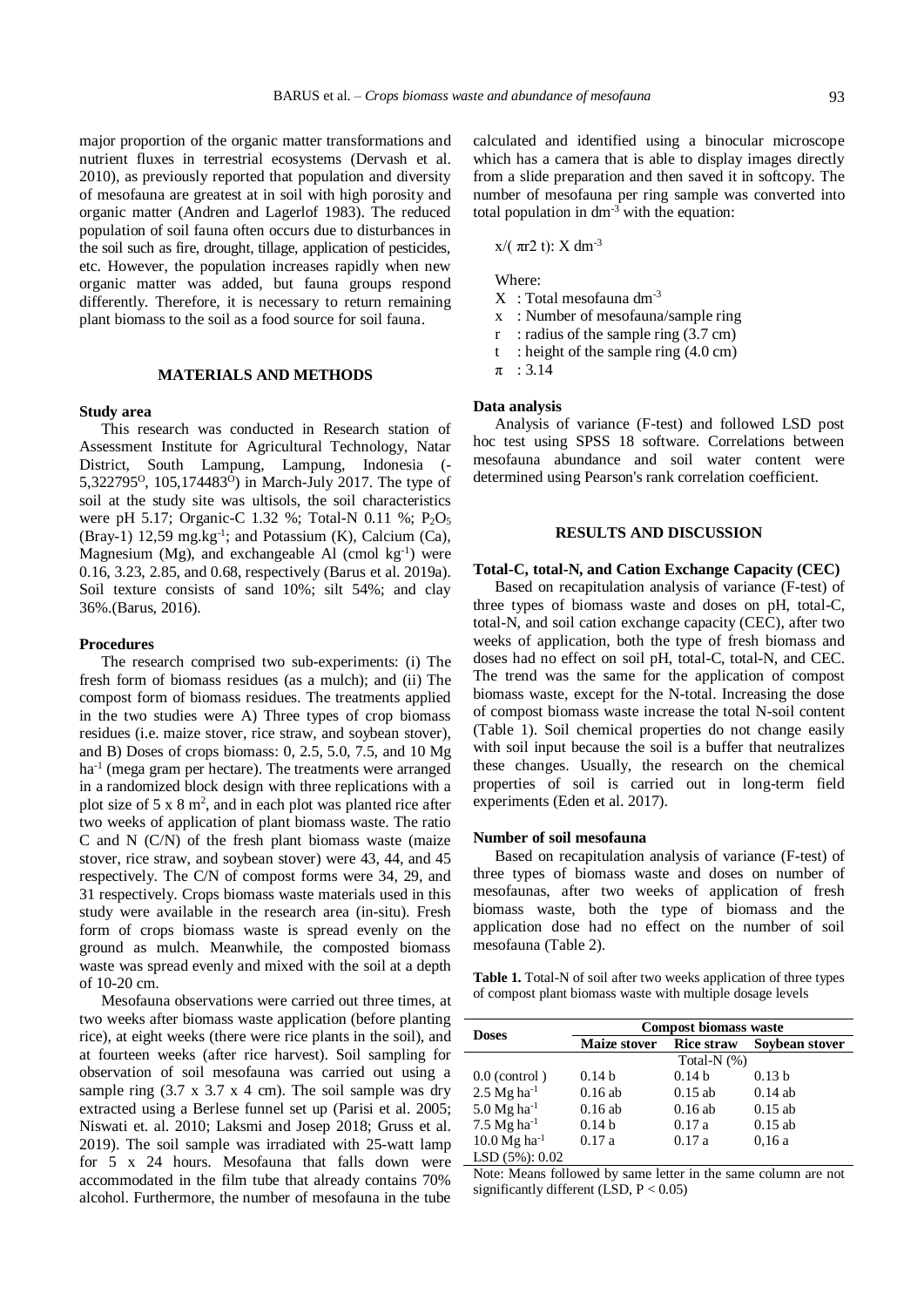major proportion of the organic matter transformations and nutrient fluxes in terrestrial ecosystems (Dervash et al. 2010), as previously reported that population and diversity of mesofauna are greatest at in soil with high porosity and organic matter (Andren and Lagerlof 1983). The reduced population of soil fauna often occurs due to disturbances in the soil such as fire, drought, tillage, application of pesticides, etc. However, the population increases rapidly when new organic matter was added, but fauna groups respond differently. Therefore, it is necessary to return remaining plant biomass to the soil as a food source for soil fauna.

## MATERIALS AND METHODS

### Study area

This research was conducted in Research station of Assessment Institute for Agricultural Technology, Natar District, South Lampung, Lampung, Indonesia (-5,322795$^{O}$, 105,174483$^{O}$) in March-July 2017. The type of soil at the study site was ultisols, the soil characteristics were pH 5.17; Organic-C 1.32 %; Total-N 0.11 %; $P_2O_5$ (Bray-1) 12,59 mg.kg$^{-1}$; and Potassium (K), Calcium (Ca), Magnesium (Mg), and exchangeable Al (cmol kg$^{-1}$) were 0.16, 3.23, 2.85, and 0.68, respectively (Barus et al. 2019a). Soil texture consists of sand 10%; silt 54%; and clay 36%.(Barus, 2016).

### Procedures

The research comprised two sub-experiments: (i) The fresh form of biomass residues (as a mulch); and (ii) The compost form of biomass residues. The treatments applied in the two studies were A) Three types of crop biomass residues (i.e. maize stover, rice straw, and soybean stover), and B) Doses of crops biomass: 0, 2.5, 5.0, 7.5, and 10 Mg ha$^{-1}$ (mega gram per hectare). The treatments were arranged in a randomized block design with three replications with a plot size of 5 x 8 m$^2$, and in each plot was planted rice after two weeks of application of plant biomass waste. The ratio C and N (C/N) of the fresh plant biomass waste (maize stover, rice straw, and soybean stover) were 43, 44, and 45 respectively. The C/N of compost forms were 34, 29, and 31 respectively. Crops biomass waste materials used in this study were available in the research area (in-situ). Fresh form of crops biomass waste is spread evenly on the ground as mulch. Meanwhile, the composted biomass waste was spread evenly and mixed with the soil at a depth of 10-20 cm.

Mesofauna observations were carried out three times, at two weeks after biomass waste application (before planting rice), at eight weeks (there were rice plants in the soil), and at fourteen weeks (after rice harvest). Soil sampling for observation of soil mesofauna was carried out using a sample ring (3.7 x 3.7 x 4 cm). The soil sample was dry extracted using a Berlese funnel set up (Parisi et al. 2005; Niswati et. al. 2010; Laksmi and Josep 2018; Gruss et al. 2019). The soil sample was irradiated with 25-watt lamp for 5 x 24 hours. Mesofauna that falls down were accommodated in the film tube that already contains 70% alcohol. Furthermore, the number of mesofauna in the tube calculated and identified using a binocular microscope which has a camera that is able to display images directly from a slide preparation and then saved it in softcopy. The number of mesofauna per ring sample was converted into total population in dm$^{-3}$ with the equation:

$$x/(\pi r2\ t):\ X\ dm^{-3}$$

Where:

X : Total mesofauna dm$^{-3}$
x : Number of mesofauna/sample ring
r : radius of the sample ring (3.7 cm)
t : height of the sample ring (4.0 cm)
$\pi$ : 3.14

### Data analysis

Analysis of variance (F-test) and followed LSD post hoc test using SPSS 18 software. Correlations between mesofauna abundance and soil water content were determined using Pearson's rank correlation coefficient.

## RESULTS AND DISCUSSION

### Total-C, total-N, and Cation Exchange Capacity (CEC)

Based on recapitulation analysis of variance (F-test) of three types of biomass waste and doses on pH, total-C, total-N, and soil cation exchange capacity (CEC), after two weeks of application, both the type of fresh biomass and doses had no effect on soil pH, total-C, total-N, and CEC. The trend was the same for the application of compost biomass waste, except for the N-total. Increasing the dose of compost biomass waste increase the total N-soil content (Table 1). Soil chemical properties do not change easily with soil input because the soil is a buffer that neutralizes these changes. Usually, the research on the chemical properties of soil is carried out in long-term field experiments (Eden et al. 2017).

### Number of soil mesofauna

Based on recapitulation analysis of variance (F-test) of three types of biomass waste and doses on number of mesofaunas, after two weeks of application of fresh biomass waste, both the type of biomass and the application dose had no effect on the number of soil mesofauna (Table 2).

**Table 1.** Total-N of soil after two weeks application of three types of compost plant biomass waste with multiple dosage levels

| Doses | Compost biomass waste | | |
|---|---|---|---|
| | **Maize stover** | **Rice straw** | **Soybean stover** |
| | Total-N (%) | | |
| 0.0 (control ) | 0.14 b | 0.14 b | 0.13 b |
| 2.5 Mg ha$^{-1}$ | 0.16 ab | 0.15 ab | 0.14 ab |
| 5.0 Mg ha$^{-1}$ | 0.16 ab | 0.16 ab | 0.15 ab |
| 7.5 Mg ha$^{-1}$ | 0.14 b | 0.17 a | 0.15 ab |
| 10.0 Mg ha$^{-1}$ | 0.17 a | 0.17 a | 0,16 a |
| LSD (5%): 0.02 | | | |

Note: Means followed by same letter in the same column are not significantly different (LSD, $P < 0.05$)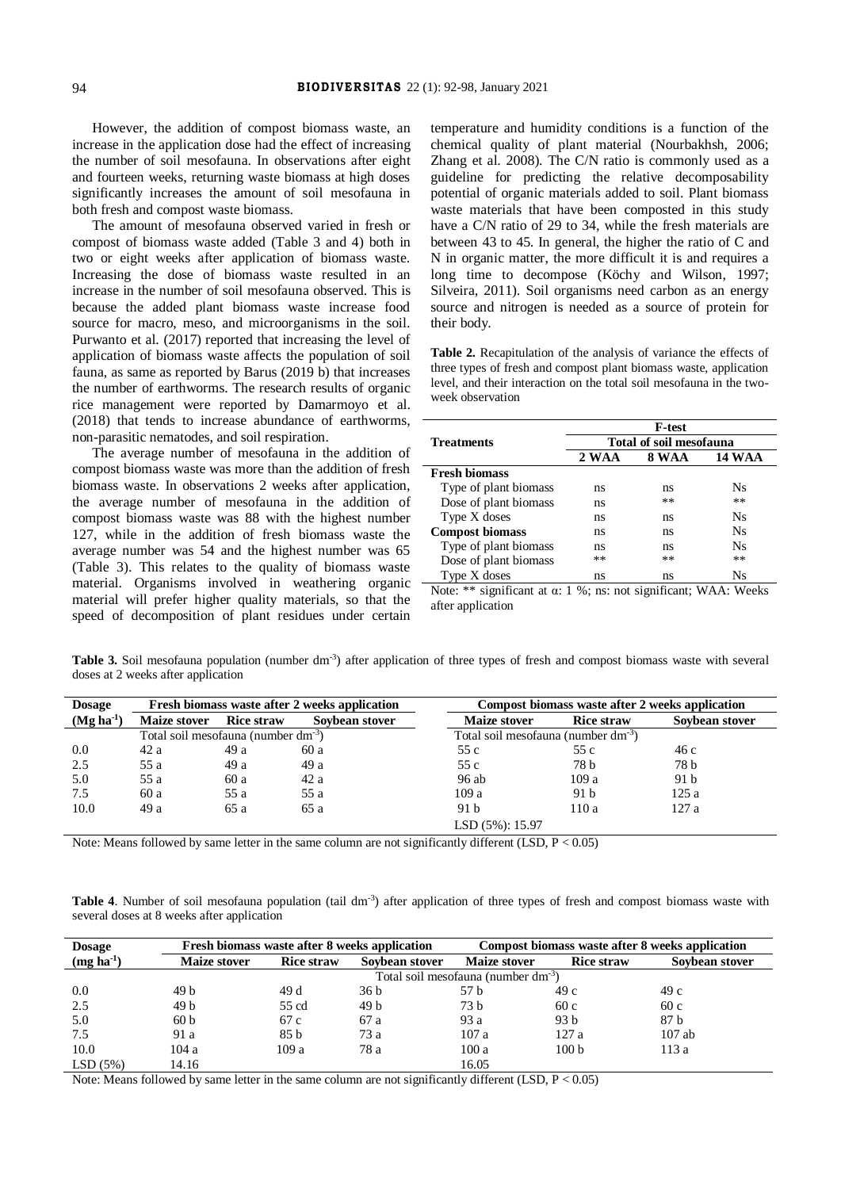However, the addition of compost biomass waste, an increase in the application dose had the effect of increasing the number of soil mesofauna. In observations after eight and fourteen weeks, returning waste biomass at high doses significantly increases the amount of soil mesofauna in both fresh and compost waste biomass.

The amount of mesofauna observed varied in fresh or compost of biomass waste added (Table 3 and 4) both in two or eight weeks after application of biomass waste. Increasing the dose of biomass waste resulted in an increase in the number of soil mesofauna observed. This is because the added plant biomass waste increase food source for macro, meso, and microorganisms in the soil. Purwanto et al. (2017) reported that increasing the level of application of biomass waste affects the population of soil fauna, as same as reported by Barus (2019 b) that increases the number of earthworms. The research results of organic rice management were reported by Damarmoyo et al. (2018) that tends to increase abundance of earthworms, non-parasitic nematodes, and soil respiration.

The average number of mesofauna in the addition of compost biomass waste was more than the addition of fresh biomass waste. In observations 2 weeks after application, the average number of mesofauna in the addition of compost biomass waste was 88 with the highest number 127, while in the addition of fresh biomass waste the average number was 54 and the highest number was 65 (Table 3). This relates to the quality of biomass waste material. Organisms involved in weathering organic material will prefer higher quality materials, so that the speed of decomposition of plant residues under certain temperature and humidity conditions is a function of the chemical quality of plant material (Nourbakhsh, 2006; Zhang et al. 2008). The C/N ratio is commonly used as a guideline for predicting the relative decomposability potential of organic materials added to soil. Plant biomass waste materials that have been composted in this study have a C/N ratio of 29 to 34, while the fresh materials are between 43 to 45. In general, the higher the ratio of C and N in organic matter, the more difficult it is and requires a long time to decompose (Köchy and Wilson, 1997; Silveira, 2011). Soil organisms need carbon as an energy source and nitrogen is needed as a source of protein for their body.

**Table 2.** Recapitulation of the analysis of variance the effects of three types of fresh and compost plant biomass waste, application level, and their interaction on the total soil mesofauna in the two-week observation

| Treatments | F-test | | |
|---|---|---|---|
| | Total of soil mesofauna | | |
| | 2 WAA | 8 WAA | 14 WAA |
| **Fresh biomass** | | | |
| Type of plant biomass | ns | ns | Ns |
| Dose of plant biomass | ns | ** | ** |
| Type X doses | ns | ns | Ns |
| **Compost biomass** | ns | ns | Ns |
| Type of plant biomass | ns | ns | Ns |
| Dose of plant biomass | ** | ** | ** |
| Type X doses | ns | ns | Ns |

Note: ** significant at α: 1 %; ns: not significant; WAA: Weeks after application

**Table 3.** Soil mesofauna population (number $dm^{-3}$) after application of three types of fresh and compost biomass waste with several doses at 2 weeks after application

| Dosage | Fresh biomass waste after 2 weeks application | | | Compost biomass waste after 2 weeks application | | |
|---|---|---|---|---|---|---|
| ($Mg\ ha^{-1}$) | Maize stover | Rice straw | Soybean stover | Maize stover | Rice straw | Soybean stover |
| | Total soil mesofauna (number $dm^{-3}$) | | | Total soil mesofauna (number $dm^{-3}$) | | |
| 0.0 | 42 a | 49 a | 60 a | 55 c | 55 c | 46 c |
| 2.5 | 55 a | 49 a | 49 a | 55 c | 78 b | 78 b |
| 5.0 | 55 a | 60 a | 42 a | 96 ab | 109 a | 91 b |
| 7.5 | 60 a | 55 a | 55 a | 109 a | 91 b | 125 a |
| 10.0 | 49 a | 65 a | 65 a | 91 b | 110 a | 127 a |
| | | | | LSD (5%): 15.97 | | |

Note: Means followed by same letter in the same column are not significantly different (LSD, P < 0.05)

**Table 4**. Number of soil mesofauna population (tail $dm^{-3}$) after application of three types of fresh and compost biomass waste with several doses at 8 weeks after application

| Dosage | Fresh biomass waste after 8 weeks application | | | Compost biomass waste after 8 weeks application | | |
|---|---|---|---|---|---|---|
| ($mg\ ha^{-1}$) | Maize stover | Rice straw | Soybean stover | Maize stover | Rice straw | Soybean stover |
| | Total soil mesofauna (number $dm^{-3}$) | | | | | |
| 0.0 | 49 b | 49 d | 36 b | 57 b | 49 c | 49 c |
| 2.5 | 49 b | 55 cd | 49 b | 73 b | 60 c | 60 c |
| 5.0 | 60 b | 67 c | 67 a | 93 a | 93 b | 87 b |
| 7.5 | 91 a | 85 b | 73 a | 107 a | 127 a | 107 ab |
| 10.0 | 104 a | 109 a | 78 a | 100 a | 100 b | 113 a |
| LSD (5%) | 14.16 | | | 16.05 | | |

Note: Means followed by same letter in the same column are not significantly different (LSD, P < 0.05)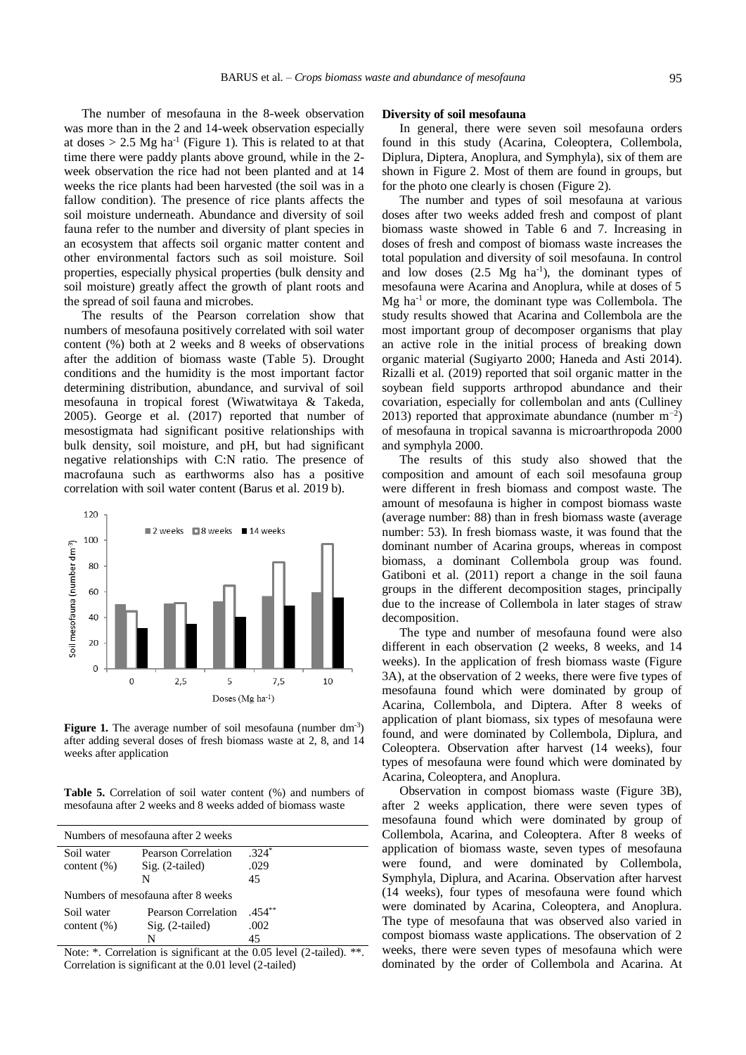The number of mesofauna in the 8-week observation was more than in the 2 and 14-week observation especially at doses > 2.5 Mg ha$^{-1}$ (Figure 1). This is related to at that time there were paddy plants above ground, while in the 2-week observation the rice had not been planted and at 14 weeks the rice plants had been harvested (the soil was in a fallow condition). The presence of rice plants affects the soil moisture underneath. Abundance and diversity of soil fauna refer to the number and diversity of plant species in an ecosystem that affects soil organic matter content and other environmental factors such as soil moisture. Soil properties, especially physical properties (bulk density and soil moisture) greatly affect the growth of plant roots and the spread of soil fauna and microbes.

The results of the Pearson correlation show that numbers of mesofauna positively correlated with soil water content (%) both at 2 weeks and 8 weeks of observations after the addition of biomass waste (Table 5). Drought conditions and the humidity is the most important factor determining distribution, abundance, and survival of soil mesofauna in tropical forest (Wiwatwitaya & Takeda, 2005). George et al. (2017) reported that number of mesostigmata had significant positive relationships with bulk density, soil moisture, and pH, but had significant negative relationships with C:N ratio. The presence of macrofauna such as earthworms also has a positive correlation with soil water content (Barus et al. 2019 b).

**Figure 1.** The average number of soil mesofauna (number dm$^{-3}$) after adding several doses of fresh biomass waste at 2, 8, and 14 weeks after application

**Table 5.** Correlation of soil water content (%) and numbers of mesofauna after 2 weeks and 8 weeks added of biomass waste

| Numbers of mesofauna after 2 weeks | | |
|---|---|---|
| Soil water content (%) | Pearson Correlation | .324* |
| | Sig. (2-tailed) | .029 |
| | N | 45 |
| **Numbers of mesofauna after 8 weeks** | | |
| Soil water content (%) | Pearson Correlation | .454** |
| | Sig. (2-tailed) | .002 |
| | N | 45 |

Note: *. Correlation is significant at the 0.05 level (2-tailed). **. Correlation is significant at the 0.01 level (2-tailed)

## Diversity of soil mesofauna

In general, there were seven soil mesofauna orders found in this study (Acarina, Coleoptera, Collembola, Diplura, Diptera, Anoplura, and Symphyla), six of them are shown in Figure 2. Most of them are found in groups, but for the photo one clearly is chosen (Figure 2).

The number and types of soil mesofauna at various doses after two weeks added fresh and compost of plant biomass waste showed in Table 6 and 7. Increasing in doses of fresh and compost of biomass waste increases the total population and diversity of soil mesofauna. In control and low doses (2.5 Mg ha$^{-1}$), the dominant types of mesofauna were Acarina and Anoplura, while at doses of 5 Mg ha$^{-1}$ or more, the dominant type was Collembola. The study results showed that Acarina and Collembola are the most important group of decomposer organisms that play an active role in the initial process of breaking down organic material (Sugiyarto 2000; Haneda and Asti 2014). Rizalli et al. (2019) reported that soil organic matter in the soybean field supports arthropod abundance and their covariation, especially for collembolan and ants (Culliney 2013) reported that approximate abundance (number m$^{-2}$) of mesofauna in tropical savanna is microarthropoda 2000 and symphyla 2000.

The results of this study also showed that the composition and amount of each soil mesofauna group were different in fresh biomass and compost waste. The amount of mesofauna is higher in compost biomass waste (average number: 88) than in fresh biomass waste (average number: 53). In fresh biomass waste, it was found that the dominant number of Acarina groups, whereas in compost biomass, a dominant Collembola group was found. Gatiboni et al. (2011) report a change in the soil fauna groups in the different decomposition stages, principally due to the increase of Collembola in later stages of straw decomposition.

The type and number of mesofauna found were also different in each observation (2 weeks, 8 weeks, and 14 weeks). In the application of fresh biomass waste (Figure 3A), at the observation of 2 weeks, there were five types of mesofauna found which were dominated by group of Acarina, Collembola, and Diptera. After 8 weeks of application of plant biomass, six types of mesofauna were found, and were dominated by Collembola, Diplura, and Coleoptera. Observation after harvest (14 weeks), four types of mesofauna were found which were dominated by Acarina, Coleoptera, and Anoplura.

Observation in compost biomass waste (Figure 3B), after 2 weeks application, there were seven types of mesofauna found which were dominated by group of Collembola, Acarina, and Coleoptera. After 8 weeks of application of biomass waste, seven types of mesofauna were found, and were dominated by Collembola, Symphyla, Diplura, and Acarina. Observation after harvest (14 weeks), four types of mesofauna were found which were dominated by Acarina, Coleoptera, and Anoplura. The type of mesofauna that was observed also varied in compost biomass waste applications. The observation of 2 weeks, there were seven types of mesofauna which were dominated by the order of Collembola and Acarina. At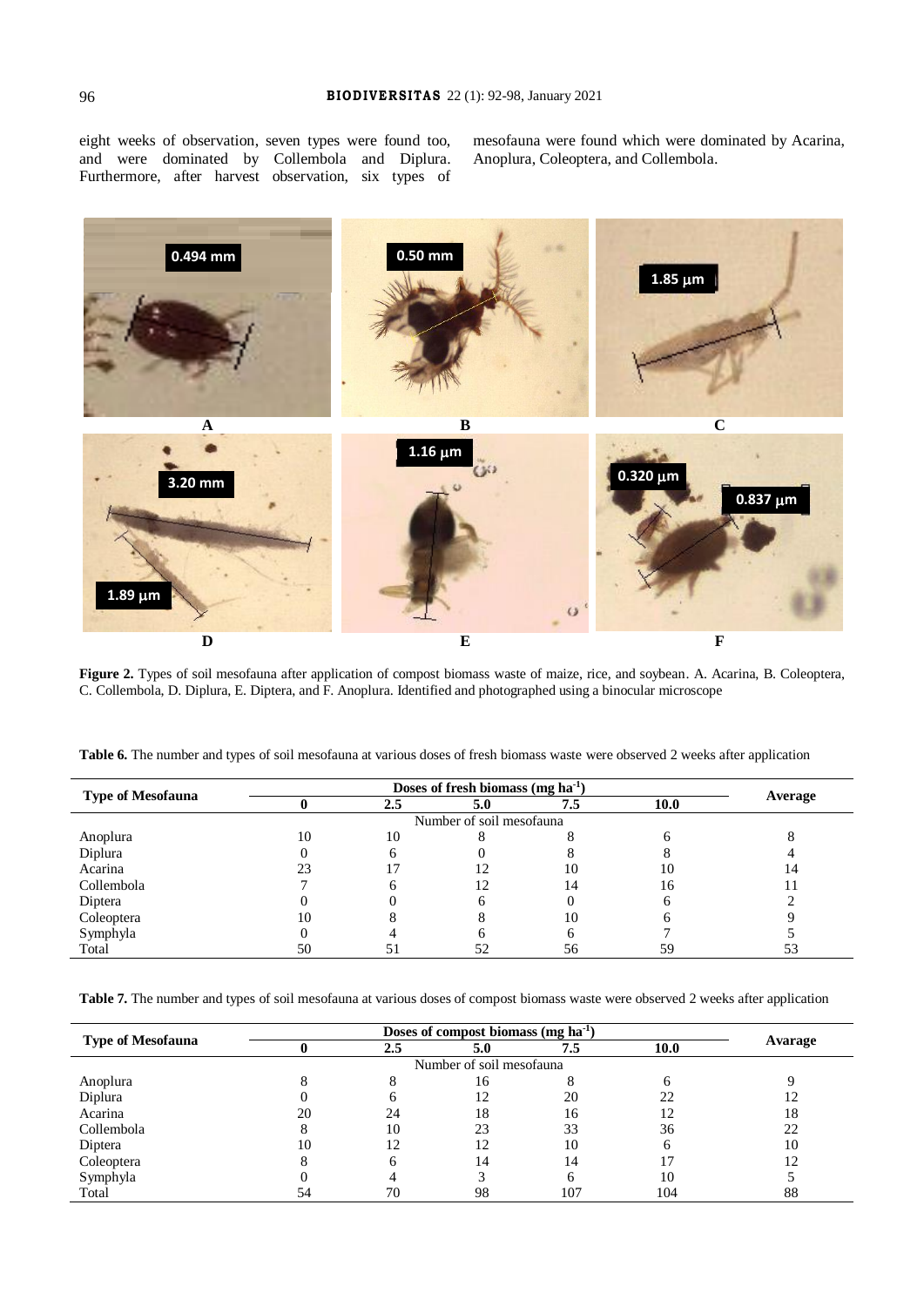eight weeks of observation, seven types were found too, and were dominated by Collembola and Diplura. Furthermore, after harvest observation, six types of mesofauna were found which were dominated by Acarina, Anoplura, Coleoptera, and Collembola.

**Figure 2.** Types of soil mesofauna after application of compost biomass waste of maize, rice, and soybean. A. Acarina, B. Coleoptera, C. Collembola, D. Diplura, E. Diptera, and F. Anoplura. Identified and photographed using a binocular microscope

**Table 6.** The number and types of soil mesofauna at various doses of fresh biomass waste were observed 2 weeks after application

| Type of Mesofauna | Doses of fresh biomass (mg ha$^{-1}$) | | | | | Average |
|---|---|---|---|---|---|---|
| | 0 | 2.5 | 5.0 | 7.5 | 10.0 | |
| | Number of soil mesofauna | | | | | |
| Anoplura | 10 | 10 | 8 | 8 | 6 | 8 |
| Diplura | 0 | 6 | 0 | 8 | 8 | 4 |
| Acarina | 23 | 17 | 12 | 10 | 10 | 14 |
| Collembola | 7 | 6 | 12 | 14 | 16 | 11 |
| Diptera | 0 | 0 | 6 | 0 | 6 | 2 |
| Coleoptera | 10 | 8 | 8 | 10 | 6 | 9 |
| Symphyla | 0 | 4 | 6 | 6 | 7 | 5 |
| Total | 50 | 51 | 52 | 56 | 59 | 53 |

**Table 7.** The number and types of soil mesofauna at various doses of compost biomass waste were observed 2 weeks after application

| Type of Mesofauna | Doses of compost biomass (mg ha$^{-1}$) | | | | | Avarage |
|---|---|---|---|---|---|---|
| | 0 | 2.5 | 5.0 | 7.5 | 10.0 | |
| | Number of soil mesofauna | | | | | |
| Anoplura | 8 | 8 | 16 | 8 | 6 | 9 |
| Diplura | 0 | 6 | 12 | 20 | 22 | 12 |
| Acarina | 20 | 24 | 18 | 16 | 12 | 18 |
| Collembola | 8 | 10 | 23 | 33 | 36 | 22 |
| Diptera | 10 | 12 | 12 | 10 | 6 | 10 |
| Coleoptera | 8 | 6 | 14 | 14 | 17 | 12 |
| Symphyla | 0 | 4 | 3 | 6 | 10 | 5 |
| Total | 54 | 70 | 98 | 107 | 104 | 88 |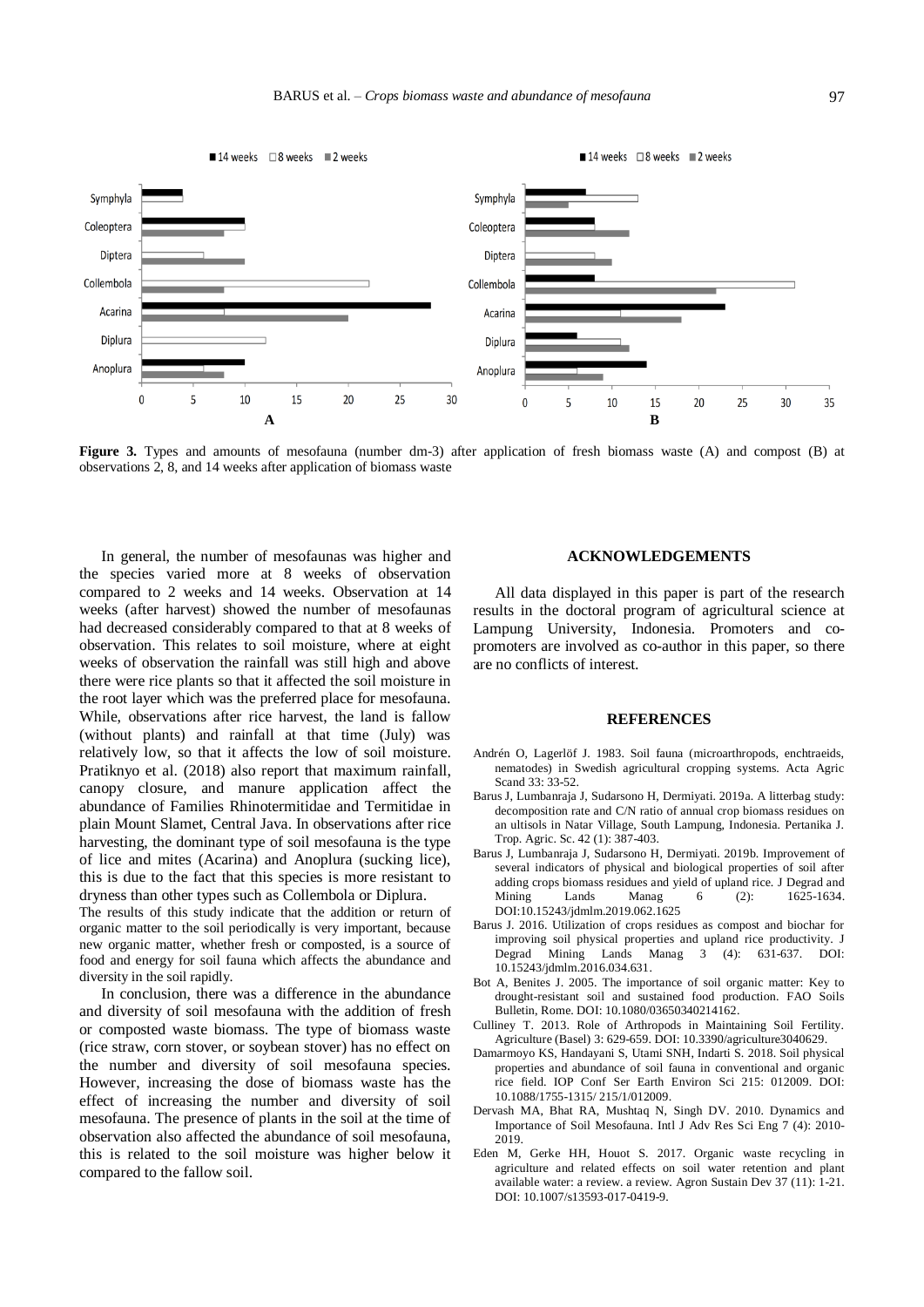**Figure 3.** Types and amounts of mesofauna (number dm-3) after application of fresh biomass waste (A) and compost (B) at observations 2, 8, and 14 weeks after application of biomass waste

In general, the number of mesofaunas was higher and the species varied more at 8 weeks of observation compared to 2 weeks and 14 weeks. Observation at 14 weeks (after harvest) showed the number of mesofaunas had decreased considerably compared to that at 8 weeks of observation. This relates to soil moisture, where at eight weeks of observation the rainfall was still high and above there were rice plants so that it affected the soil moisture in the root layer which was the preferred place for mesofauna. While, observations after rice harvest, the land is fallow (without plants) and rainfall at that time (July) was relatively low, so that it affects the low of soil moisture. Pratiknyo et al. (2018) also report that maximum rainfall, canopy closure, and manure application affect the abundance of Families Rhinotermitidae and Termitidae in plain Mount Slamet, Central Java. In observations after rice harvesting, the dominant type of soil mesofauna is the type of lice and mites (Acarina) and Anoplura (sucking lice), this is due to the fact that this species is more resistant to dryness than other types such as Collembola or Diplura.

The results of this study indicate that the addition or return of organic matter to the soil periodically is very important, because new organic matter, whether fresh or composted, is a source of food and energy for soil fauna which affects the abundance and diversity in the soil rapidly.

In conclusion, there was a difference in the abundance and diversity of soil mesofauna with the addition of fresh or composted waste biomass. The type of biomass waste (rice straw, corn stover, or soybean stover) has no effect on the number and diversity of soil mesofauna species. However, increasing the dose of biomass waste has the effect of increasing the number and diversity of soil mesofauna. The presence of plants in the soil at the time of observation also affected the abundance of soil mesofauna, this is related to the soil moisture was higher below it compared to the fallow soil.

## ACKNOWLEDGEMENTS

All data displayed in this paper is part of the research results in the doctoral program of agricultural science at Lampung University, Indonesia. Promoters and co-promoters are involved as co-author in this paper, so there are no conflicts of interest.

## REFERENCES

Andrén O, Lagerlöf J. 1983. Soil fauna (microarthropods, enchtraeids, nematodes) in Swedish agricultural cropping systems. Acta Agric Scand 33: 33-52.

Barus J, Lumbanraja J, Sudarsono H, Dermiyati. 2019a. A litterbag study: decomposition rate and C/N ratio of annual crop biomass residues on an ultisols in Natar Village, South Lampung, Indonesia. Pertanika J. Trop. Agric. Sc. 42 (1): 387-403.

Barus J, Lumbanraja J, Sudarsono H, Dermiyati. 2019b. Improvement of several indicators of physical and biological properties of soil after adding crops biomass residues and yield of upland rice. J Degrad and Mining Lands Manag 6 (2): 1625-1634. DOI:10.15243/jdmlm.2019.062.1625

Barus J. 2016. Utilization of crops residues as compost and biochar for improving soil physical properties and upland rice productivity. J Degrad Mining Lands Manag 3 (4): 631-637. DOI: 10.15243/jdmlm.2016.034.631.

Bot A, Benites J. 2005. The importance of soil organic matter: Key to drought-resistant soil and sustained food production. FAO Soils Bulletin, Rome. DOI: 10.1080/03650340214162.

Culliney T. 2013. Role of Arthropods in Maintaining Soil Fertility. Agriculture (Basel) 3: 629-659. DOI: 10.3390/agriculture3040629.

Damarmoyo KS, Handayani S, Utami SNH, Indarti S. 2018. Soil physical properties and abundance of soil fauna in conventional and organic rice field. IOP Conf Ser Earth Environ Sci 215: 012009. DOI: 10.1088/1755-1315/ 215/1/012009.

Dervash MA, Bhat RA, Mushtaq N, Singh DV. 2010. Dynamics and Importance of Soil Mesofauna. Intl J Adv Res Sci Eng 7 (4): 2010-2019.

Eden M, Gerke HH, Houot S. 2017. Organic waste recycling in agriculture and related effects on soil water retention and plant available water: a review. a review. Agron Sustain Dev 37 (11): 1-21. DOI: 10.1007/s13593-017-0419-9.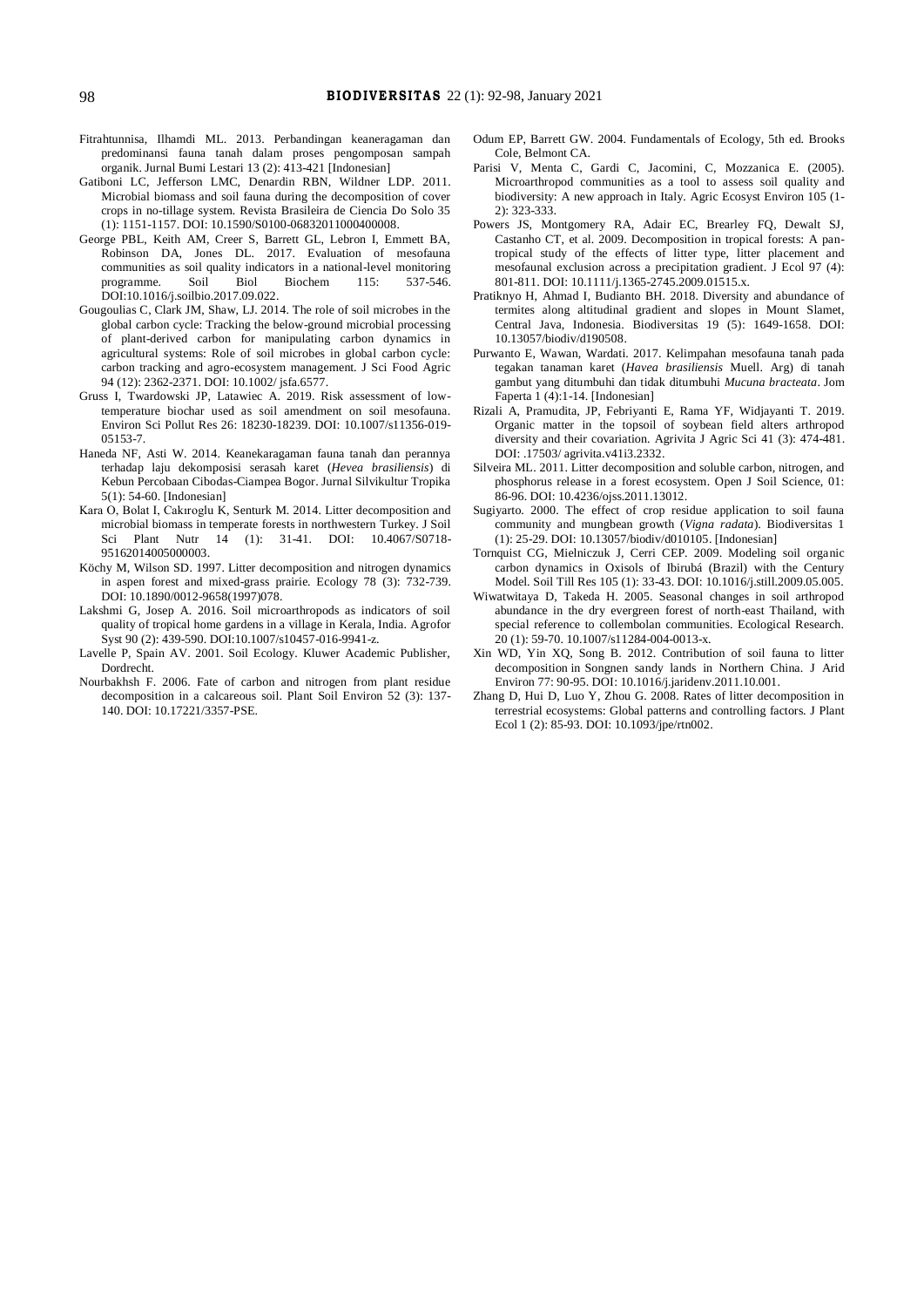Fitrahtunnisa, Ilhamdi ML. 2013. Perbandingan keaneragaman dan predominansi fauna tanah dalam proses pengomposan sampah organik. Jurnal Bumi Lestari 13 (2): 413-421 [Indonesian]

Gatiboni LC, Jefferson LMC, Denardin RBN, Wildner LDP. 2011. Microbial biomass and soil fauna during the decomposition of cover crops in no-tillage system. Revista Brasileira de Ciencia Do Solo 35 (1): 1151-1157. DOI: 10.1590/S0100-06832011000400008.

George PBL, Keith AM, Creer S, Barrett GL, Lebron I, Emmett BA, Robinson DA, Jones DL. 2017. Evaluation of mesofauna communities as soil quality indicators in a national-level monitoring programme. Soil Biol Biochem 115: 537-546. DOI:10.1016/j.soilbio.2017.09.022.

Gougoulias C, Clark JM, Shaw, LJ. 2014. The role of soil microbes in the global carbon cycle: Tracking the below-ground microbial processing of plant-derived carbon for manipulating carbon dynamics in agricultural systems: Role of soil microbes in global carbon cycle: carbon tracking and agro-ecosystem management. J Sci Food Agric 94 (12): 2362-2371. DOI: 10.1002/ jsfa.6577.

Gruss I, Twardowski JP, Latawiec A. 2019. Risk assessment of low-temperature biochar used as soil amendment on soil mesofauna. Environ Sci Pollut Res 26: 18230-18239. DOI: 10.1007/s11356-019-05153-7.

Haneda NF, Asti W. 2014. Keanekaragaman fauna tanah dan perannya terhadap laju dekomposisi serasah karet (*Hevea brasiliensis*) di Kebun Percobaan Cibodas-Ciampea Bogor. Jurnal Silvikultur Tropika 5(1): 54-60. [Indonesian]

Kara O, Bolat I, Cakıroglu K, Senturk M. 2014. Litter decomposition and microbial biomass in temperate forests in northwestern Turkey. J Soil Sci Plant Nutr 14 (1): 31-41. DOI: 10.4067/S0718-95162014005000003.

Köchy M, Wilson SD. 1997. Litter decomposition and nitrogen dynamics in aspen forest and mixed-grass prairie. Ecology 78 (3): 732-739. DOI: 10.1890/0012-9658(1997)078.

Lakshmi G, Josep A. 2016. Soil microarthropods as indicators of soil quality of tropical home gardens in a village in Kerala, India. Agrofor Syst 90 (2): 439-590. DOI:10.1007/s10457-016-9941-z.

Lavelle P, Spain AV. 2001. Soil Ecology. Kluwer Academic Publisher, Dordrecht.

Nourbakhsh F. 2006. Fate of carbon and nitrogen from plant residue decomposition in a calcareous soil. Plant Soil Environ 52 (3): 137-140. DOI: 10.17221/3357-PSE.

Odum EP, Barrett GW. 2004. Fundamentals of Ecology, 5th ed. Brooks Cole, Belmont CA.

Parisi V, Menta C, Gardi C, Jacomini, C, Mozzanica E. (2005). Microarthropod communities as a tool to assess soil quality and biodiversity: A new approach in Italy. Agric Ecosyst Environ 105 (1-2): 323-333.

Powers JS, Montgomery RA, Adair EC, Brearley FQ, Dewalt SJ, Castanho CT, et al. 2009. Decomposition in tropical forests: A pan-tropical study of the effects of litter type, litter placement and mesofaunal exclusion across a precipitation gradient. J Ecol 97 (4): 801-811. DOI: 10.1111/j.1365-2745.2009.01515.x.

Pratiknyo H, Ahmad I, Budianto BH. 2018. Diversity and abundance of termites along altitudinal gradient and slopes in Mount Slamet, Central Java, Indonesia. Biodiversitas 19 (5): 1649-1658. DOI: 10.13057/biodiv/d190508.

Purwanto E, Wawan, Wardati. 2017. Kelimpahan mesofauna tanah pada tegakan tanaman karet (*Havea brasiliensis* Muell. Arg) di tanah gambut yang ditumbuhi dan tidak ditumbuhi *Mucuna bracteata*. Jom Faperta 1 (4):1-14. [Indonesian]

Rizali A, Pramudita, JP, Febriyanti E, Rama YF, Widjayanti T. 2019. Organic matter in the topsoil of soybean field alters arthropod diversity and their covariation. Agrivita J Agric Sci 41 (3): 474-481. DOI: .17503/ agrivita.v41i3.2332.

Silveira ML. 2011. Litter decomposition and soluble carbon, nitrogen, and phosphorus release in a forest ecosystem. Open J Soil Science, 01: 86-96. DOI: 10.4236/ojss.2011.13012.

Sugiyarto. 2000. The effect of crop residue application to soil fauna community and mungbean growth (*Vigna radata*). Biodiversitas 1 (1): 25-29. DOI: 10.13057/biodiv/d010105. [Indonesian]

Tornquist CG, Mielniczuk J, Cerri CEP. 2009. Modeling soil organic carbon dynamics in Oxisols of Ibirubá (Brazil) with the Century Model. Soil Till Res 105 (1): 33-43. DOI: 10.1016/j.still.2009.05.005.

Wiwatwitaya D, Takeda H. 2005. Seasonal changes in soil arthropod abundance in the dry evergreen forest of north-east Thailand, with special reference to collembolan communities. Ecological Research. 20 (1): 59-70. 10.1007/s11284-004-0013-x.

Xin WD, Yin XQ, Song B. 2012. Contribution of soil fauna to litter decomposition in Songnen sandy lands in Northern China. J Arid Environ 77: 90-95. DOI: 10.1016/j.jaridenv.2011.10.001.

Zhang D, Hui D, Luo Y, Zhou G. 2008. Rates of litter decomposition in terrestrial ecosystems: Global patterns and controlling factors. J Plant Ecol 1 (2): 85-93. DOI: 10.1093/jpe/rtn002.